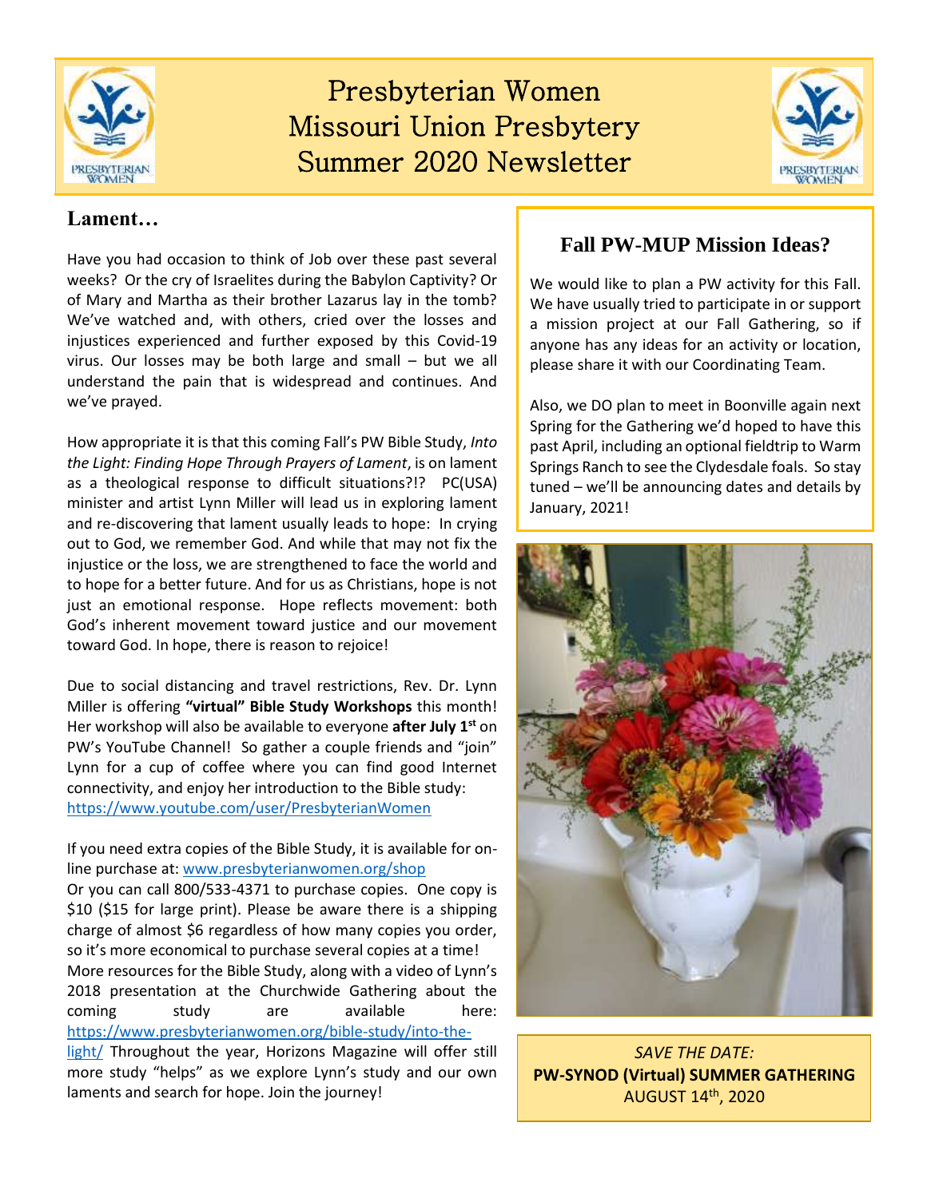# Presbyterian Women Missouri Union Presbytery Summer 2020 Newsletter

## Lament…

Have you had occasion to think of Job over these past several weeks? Or the cry of Israelites during the Babylon Captivity? Or of Mary and Martha as their brother Lazarus lay in the tomb? We've watched and, with others, cried over the losses and injustices experienced and further exposed by this Covid-19 virus. Our losses may be both large and small – but we all understand the pain that is widespread and continues. And we've prayed.

How appropriate it is that this coming Fall's PW Bible Study, *Into the Light: Finding Hope Through Prayers of Lament*, is on lament as a theological response to difficult situations?!? PC(USA) minister and artist Lynn Miller will lead us in exploring lament and re-discovering that lament usually leads to hope: In crying out to God, we remember God. And while that may not fix the injustice or the loss, we are strengthened to face the world and to hope for a better future. And for us as Christians, hope is not just an emotional response. Hope reflects movement: both God's inherent movement toward justice and our movement toward God. In hope, there is reason to rejoice!

Due to social distancing and travel restrictions, Rev. Dr. Lynn Miller is offering **"virtual" Bible Study Workshops** this month! Her workshop will also be available to everyone **after July 1st** on PW's YouTube Channel! So gather a couple friends and "join" Lynn for a cup of coffee where you can find good Internet connectivity, and enjoy her introduction to the Bible study: https://www.youtube.com/user/PresbyterianWomen

If you need extra copies of the Bible Study, it is available for on-line purchase at: www.presbyterianwomen.org/shop
Or you can call 800/533-4371 to purchase copies. One copy is $10 ($15 for large print). Please be aware there is a shipping charge of almost $6 regardless of how many copies you order, so it's more economical to purchase several copies at a time!
More resources for the Bible Study, along with a video of Lynn's 2018 presentation at the Churchwide Gathering about the coming study are available here: https://www.presbyterianwomen.org/bible-study/into-the-light/ Throughout the year, Horizons Magazine will offer still more study "helps" as we explore Lynn's study and our own laments and search for hope. Join the journey!

## Fall PW-MUP Mission Ideas?

We would like to plan a PW activity for this Fall. We have usually tried to participate in or support a mission project at our Fall Gathering, so if anyone has any ideas for an activity or location, please share it with our Coordinating Team.

Also, we DO plan to meet in Boonville again next Spring for the Gathering we'd hoped to have this past April, including an optional fieldtrip to Warm Springs Ranch to see the Clydesdale foals. So stay tuned – we'll be announcing dates and details by January, 2021!

*SAVE THE DATE:*
**PW-SYNOD (Virtual) SUMMER GATHERING**
AUGUST 14th, 2020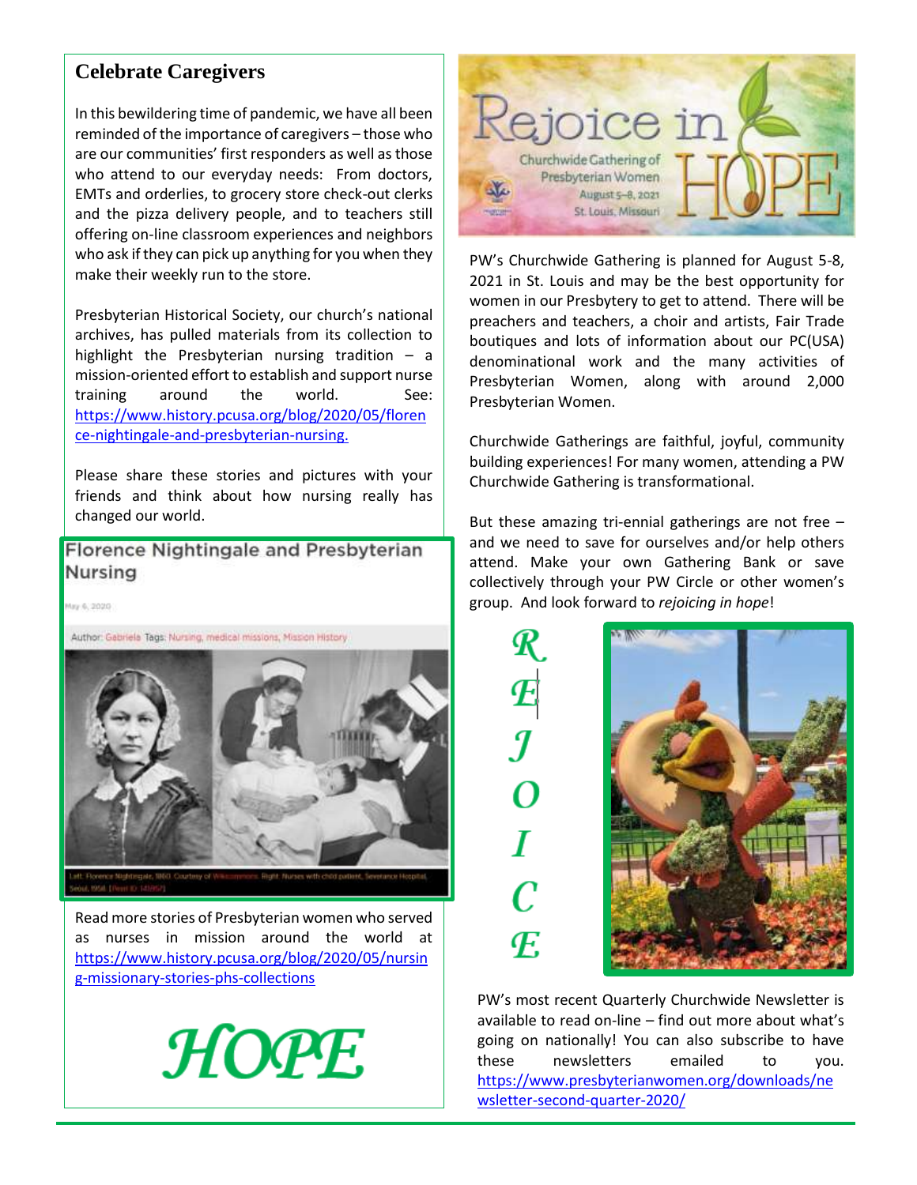## Celebrate Caregivers

In this bewildering time of pandemic, we have all been reminded of the importance of caregivers – those who are our communities' first responders as well as those who attend to our everyday needs: From doctors, EMTs and orderlies, to grocery store check-out clerks and the pizza delivery people, and to teachers still offering on-line classroom experiences and neighbors who ask if they can pick up anything for you when they make their weekly run to the store.

Presbyterian Historical Society, our church's national archives, has pulled materials from its collection to highlight the Presbyterian nursing tradition – a mission-oriented effort to establish and support nurse training around the world. See: https://www.history.pcusa.org/blog/2020/05/florence-nightingale-and-presbyterian-nursing.

Please share these stories and pictures with your friends and think about how nursing really has changed our world.

Florence Nightingale and Presbyterian Nursing

May 6, 2020

Author: Gabriela Tags: Nursing, medical missions, Mission History

Left: Florence Nightingale, 1860. Courtesy of Wikicommons. Right: Nurses with child patient, Severance Hospital, Seoul, 1958. [Pearl ID: 14595/1]

Read more stories of Presbyterian women who served as nurses in mission around the world at https://www.history.pcusa.org/blog/2020/05/nursing-missionary-stories-phs-collections

HOPE

Rejoice in HOPE

Churchwide Gathering of Presbyterian Women

August 5–8, 2021

St. Louis, Missouri

PW's Churchwide Gathering is planned for August 5-8, 2021 in St. Louis and may be the best opportunity for women in our Presbytery to get to attend. There will be preachers and teachers, a choir and artists, Fair Trade boutiques and lots of information about our PC(USA) denominational work and the many activities of Presbyterian Women, along with around 2,000 Presbyterian Women.

Churchwide Gatherings are faithful, joyful, community building experiences! For many women, attending a PW Churchwide Gathering is transformational.

But these amazing tri-ennial gatherings are not free – and we need to save for ourselves and/or help others attend. Make your own Gathering Bank or save collectively through your PW Circle or other women's group. And look forward to *rejoicing in hope*!

R E J O I C E

PW's most recent Quarterly Churchwide Newsletter is available to read on-line – find out more about what's going on nationally! You can also subscribe to have these newsletters emailed to you. https://www.presbyterianwomen.org/downloads/newsletter-second-quarter-2020/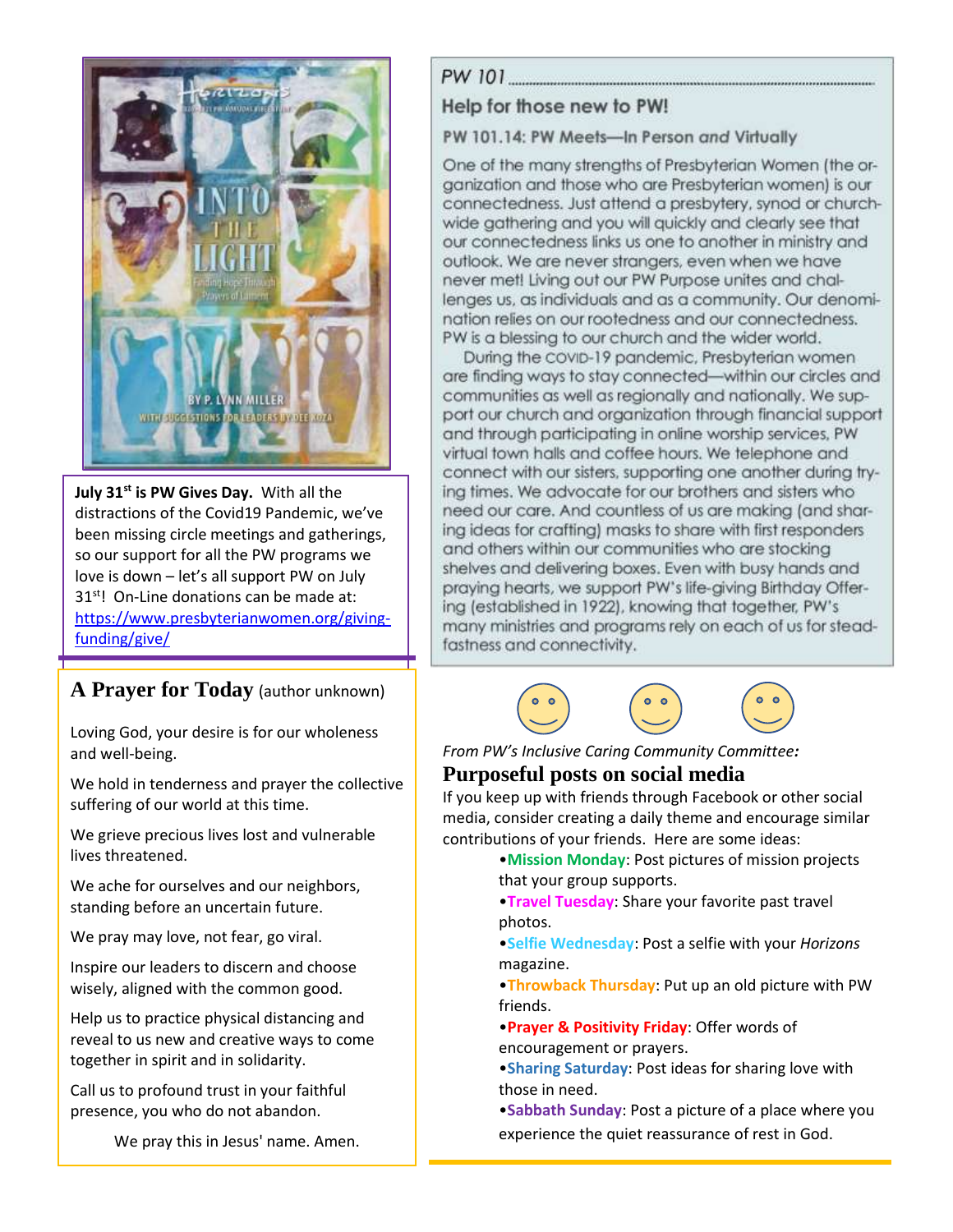**July 31st is PW Gives Day.** With all the distractions of the Covid19 Pandemic, we've been missing circle meetings and gatherings, so our support for all the PW programs we love is down – let's all support PW on July 31st! On-Line donations can be made at: https://www.presbyterianwomen.org/giving-funding/give/

## A Prayer for Today (author unknown)

Loving God, your desire is for our wholeness and well-being.

We hold in tenderness and prayer the collective suffering of our world at this time.

We grieve precious lives lost and vulnerable lives threatened.

We ache for ourselves and our neighbors, standing before an uncertain future.

We pray may love, not fear, go viral.

Inspire our leaders to discern and choose wisely, aligned with the common good.

Help us to practice physical distancing and reveal to us new and creative ways to come together in spirit and in solidarity.

Call us to profound trust in your faithful presence, you who do not abandon.

We pray this in Jesus' name. Amen.

*PW 101*

### Help for those new to PW!

**PW 101.14: PW Meets—In Person *and* Virtually**

One of the many strengths of Presbyterian Women (the organization and those who are Presbyterian women) is our connectedness. Just attend a presbytery, synod or churchwide gathering and you will quickly and clearly see that our connectedness links us one to another in ministry and outlook. We are never strangers, even when we have never met! Living out our PW Purpose unites and challenges us, as individuals and as a community. Our denomination relies on our rootedness and our connectedness. PW is a blessing to our church and the wider world.

During the COVID-19 pandemic, Presbyterian women are finding ways to stay connected—within our circles and communities as well as regionally and nationally. We support our church and organization through financial support and through participating in online worship services, PW virtual town halls and coffee hours. We telephone and connect with our sisters, supporting one another during trying times. We advocate for our brothers and sisters who need our care. And countless of us are making (and sharing ideas for crafting) masks to share with first responders and others within our communities who are stocking shelves and delivering boxes. Even with busy hands and praying hearts, we support PW's life-giving Birthday Offering (established in 1922), knowing that together, PW's many ministries and programs rely on each of us for steadfastness and connectivity.

*From PW's Inclusive Caring Community Committee:*

## Purposeful posts on social media

If you keep up with friends through Facebook or other social media, consider creating a daily theme and encourage similar contributions of your friends. Here are some ideas:

- **Mission Monday**: Post pictures of mission projects that your group supports.
- **Travel Tuesday**: Share your favorite past travel photos.
- **Selfie Wednesday**: Post a selfie with your *Horizons* magazine.
- **Throwback Thursday**: Put up an old picture with PW friends.
- **Prayer & Positivity Friday**: Offer words of encouragement or prayers.
- **Sharing Saturday**: Post ideas for sharing love with those in need.
- **Sabbath Sunday**: Post a picture of a place where you experience the quiet reassurance of rest in God.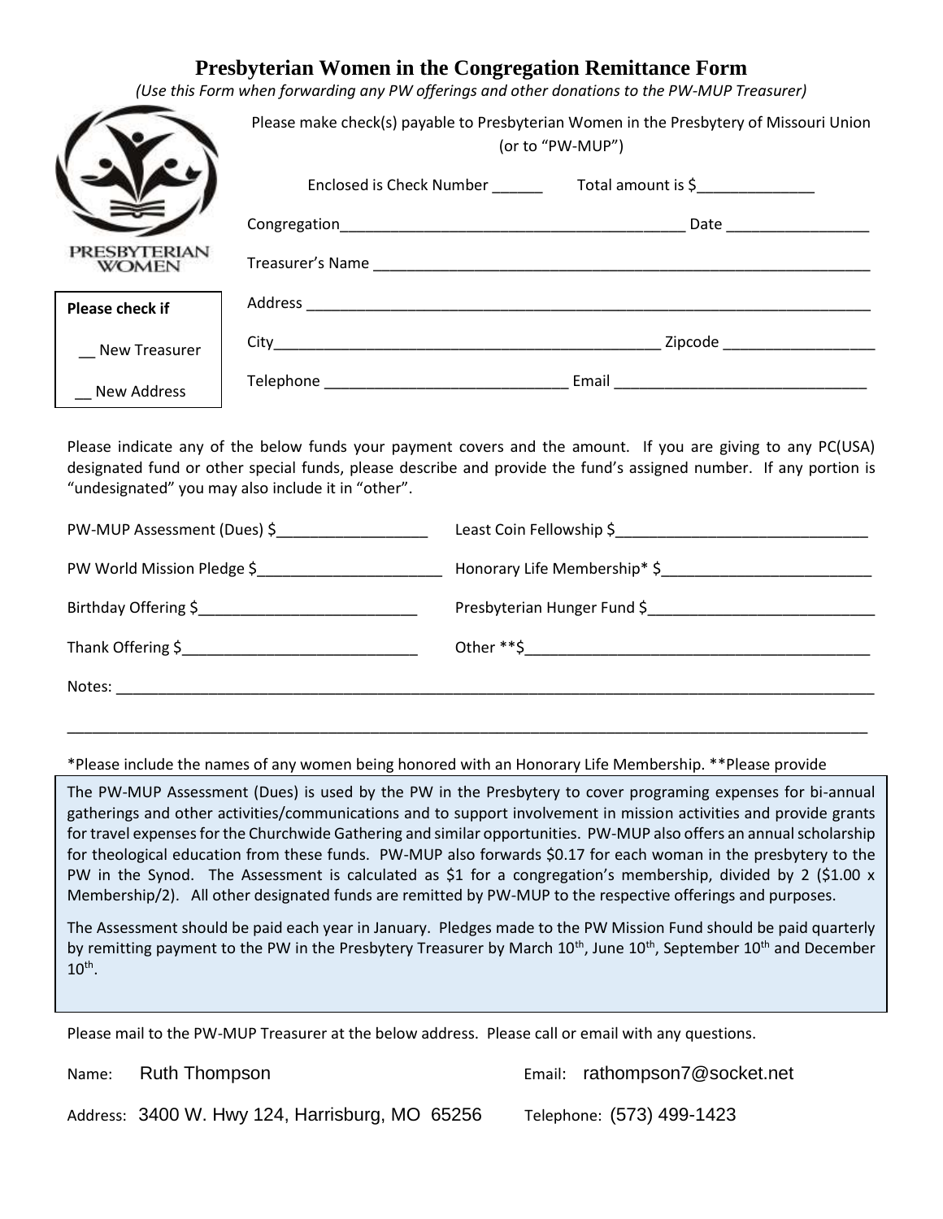# Presbyterian Women in the Congregation Remittance Form

*(Use this Form when forwarding any PW offerings and other donations to the PW-MUP Treasurer)*

PRESBYTERIAN WOMEN

Please make check(s) payable to Presbyterian Women in the Presbytery of Missouri Union (or to "PW-MUP")

Enclosed is Check Number ______ Total amount is $______________

Congregation_________________________________________ Date _________________

Treasurer's Name _____________________________________________________________

Address ______________________________________________________________________

City_______________________________________________ Zipcode __________________

Telephone _____________________________ Email _______________________________

**Please check if**

__ New Treasurer

__ New Address

Please indicate any of the below funds your payment covers and the amount. If you are giving to any PC(USA) designated fund or other special funds, please describe and provide the fund's assigned number. If any portion is "undesignated" you may also include it in "other".

PW-MUP Assessment (Dues) $__________________

Least Coin Fellowship $______________________________

PW World Mission Pledge $______________________

Honorary Life Membership* $_________________________

Birthday Offering $__________________________

Presbyterian Hunger Fund $____________________________

Thank Offering $____________________________

Other **$_________________________________________

Notes: ___________________________________________________________________________________________

_________________________________________________________________________________________________

*Please include the names of any women being honored with an Honorary Life Membership. **Please provide

The PW-MUP Assessment (Dues) is used by the PW in the Presbytery to cover programing expenses for bi-annual gatherings and other activities/communications and to support involvement in mission activities and provide grants for travel expenses for the Churchwide Gathering and similar opportunities. PW-MUP also offers an annual scholarship for theological education from these funds. PW-MUP also forwards $0.17 for each woman in the presbytery to the PW in the Synod. The Assessment is calculated as $1 for a congregation's membership, divided by 2 ($1.00 x Membership/2). All other designated funds are remitted by PW-MUP to the respective offerings and purposes.

The Assessment should be paid each year in January. Pledges made to the PW Mission Fund should be paid quarterly by remitting payment to the PW in the Presbytery Treasurer by March 10th, June 10th, September 10th and December 10th.

Please mail to the PW-MUP Treasurer at the below address. Please call or email with any questions.

Name: Ruth Thompson

Email: rathompson7@socket.net

Address: 3400 W. Hwy 124, Harrisburg, MO 65256

Telephone: (573) 499-1423